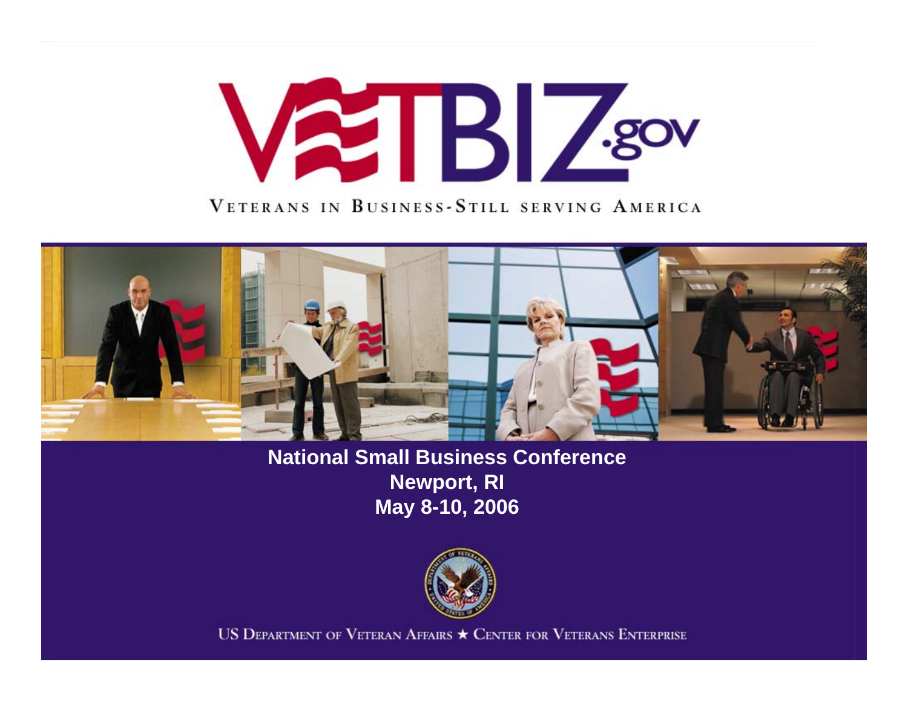# VETBIZ.gov

VETERANS IN BUSINESS-STILL SERVING AMERICA

**National Small Business Conference**
**Newport, RI**
**May 8-10, 2006**

US DEPARTMENT OF VETERAN AFFAIRS ★ CENTER FOR VETERANS ENTERPRISE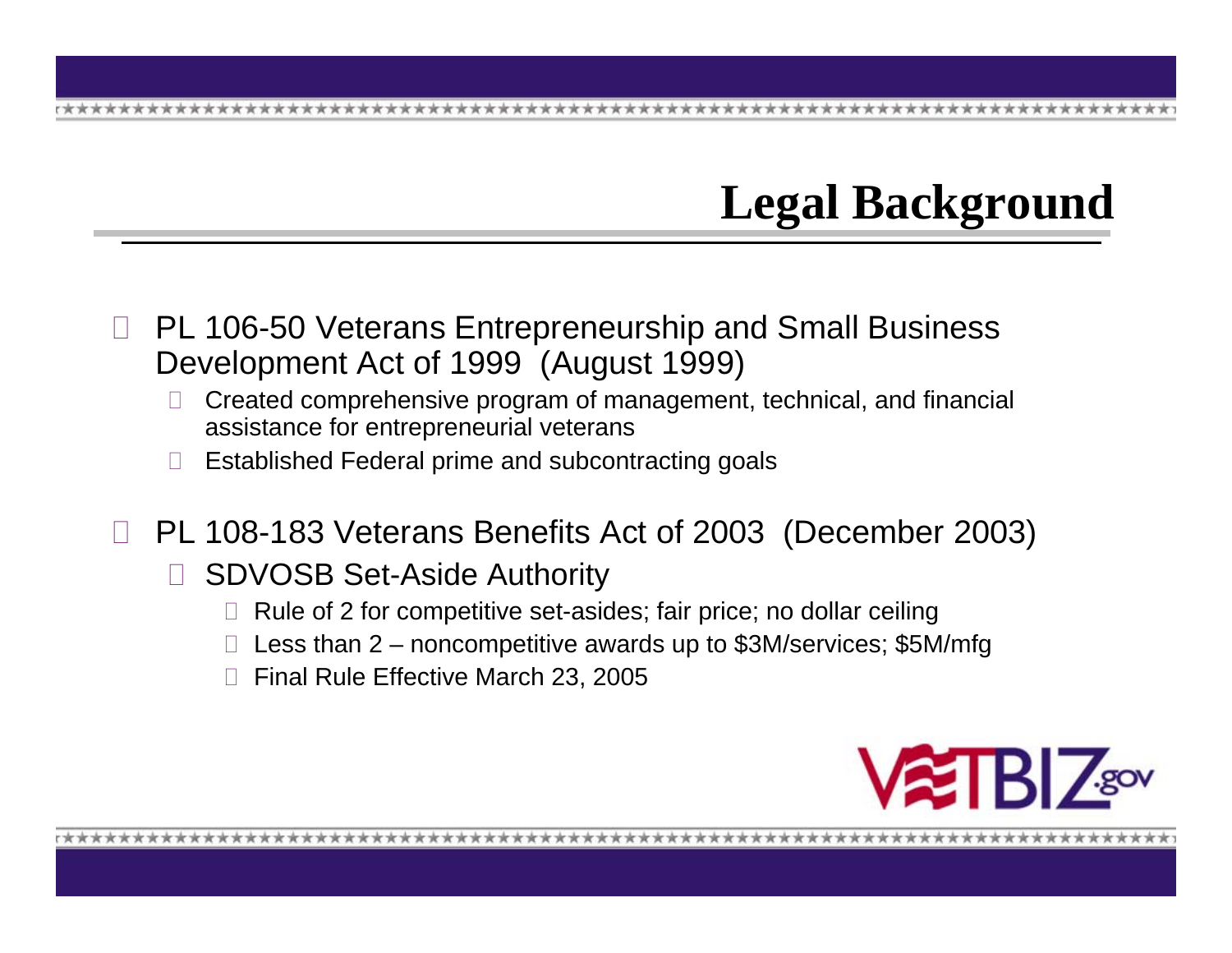# Legal Background

- PL 106-50 Veterans Entrepreneurship and Small Business Development Act of 1999 (August 1999)
  - Created comprehensive program of management, technical, and financial assistance for entrepreneurial veterans
  - Established Federal prime and subcontracting goals
- PL 108-183 Veterans Benefits Act of 2003 (December 2003)
  - SDVOSB Set-Aside Authority
    - Rule of 2 for competitive set-asides; fair price; no dollar ceiling
    - Less than 2 – noncompetitive awards up to $3M/services; $5M/mfg
    - Final Rule Effective March 23, 2005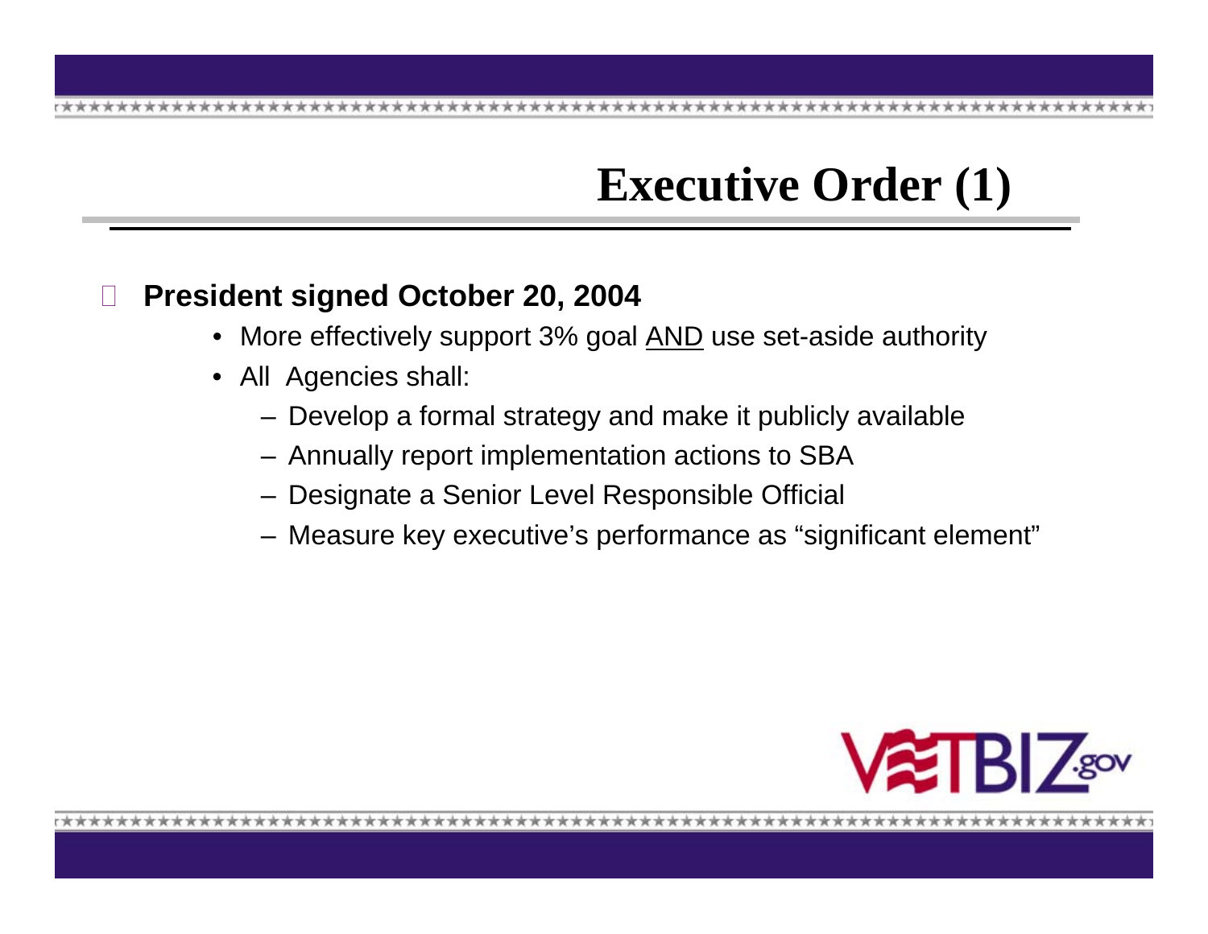# Executive Order (1)

- **President signed October 20, 2004**
  - More effectively support 3% goal <u>AND</u> use set-aside authority
  - All Agencies shall:
    - Develop a formal strategy and make it publicly available
    - Annually report implementation actions to SBA
    - Designate a Senior Level Responsible Official
    - Measure key executive's performance as "significant element"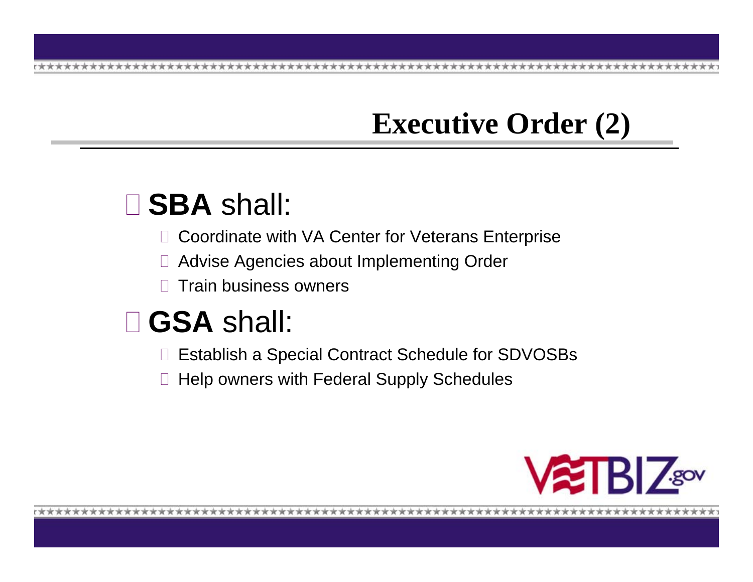# Executive Order (2)

- **SBA** shall:
  - Coordinate with VA Center for Veterans Enterprise
  - Advise Agencies about Implementing Order
  - Train business owners
- **GSA** shall:
  - Establish a Special Contract Schedule for SDVOSBs
  - Help owners with Federal Supply Schedules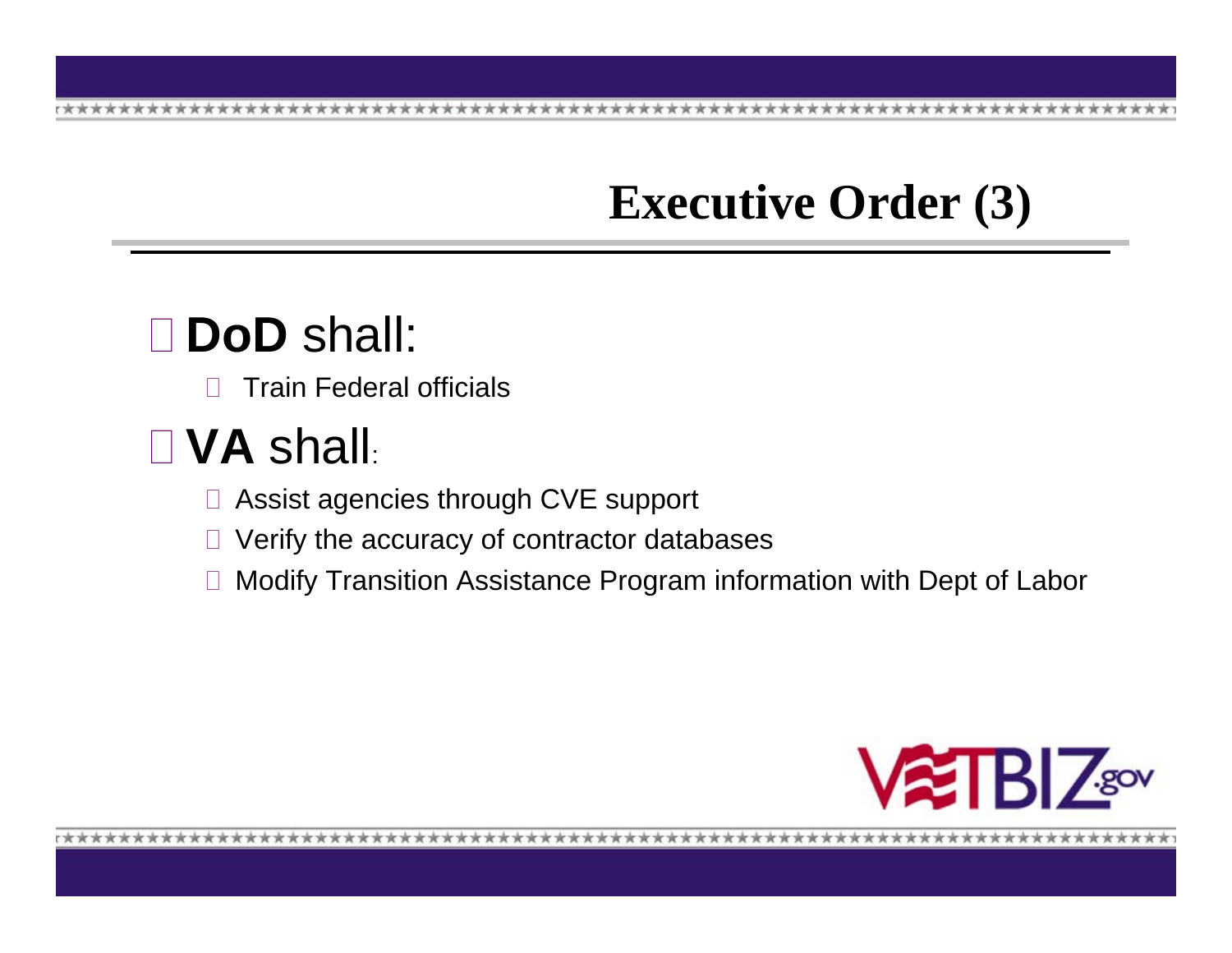# Executive Order (3)

- **DoD** shall:
  - Train Federal officials
- **VA** shall:
  - Assist agencies through CVE support
  - Verify the accuracy of contractor databases
  - Modify Transition Assistance Program information with Dept of Labor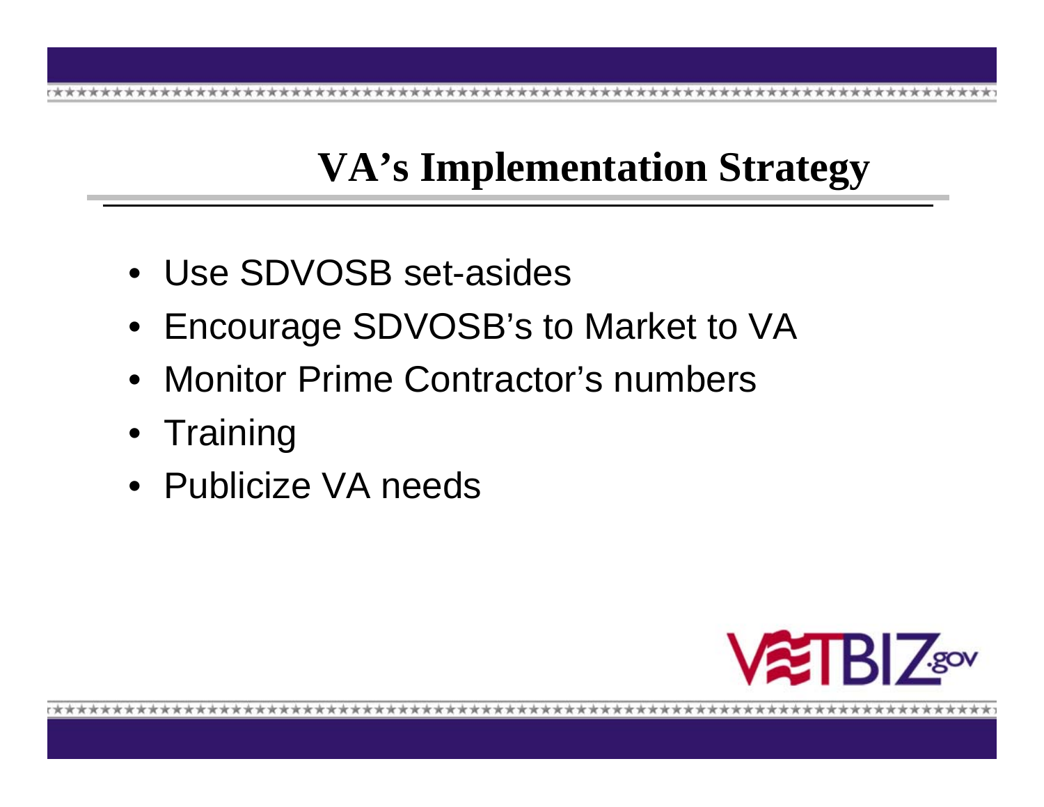# VA's Implementation Strategy

- Use SDVOSB set-asides
- Encourage SDVOSB's to Market to VA
- Monitor Prime Contractor's numbers
- Training
- Publicize VA needs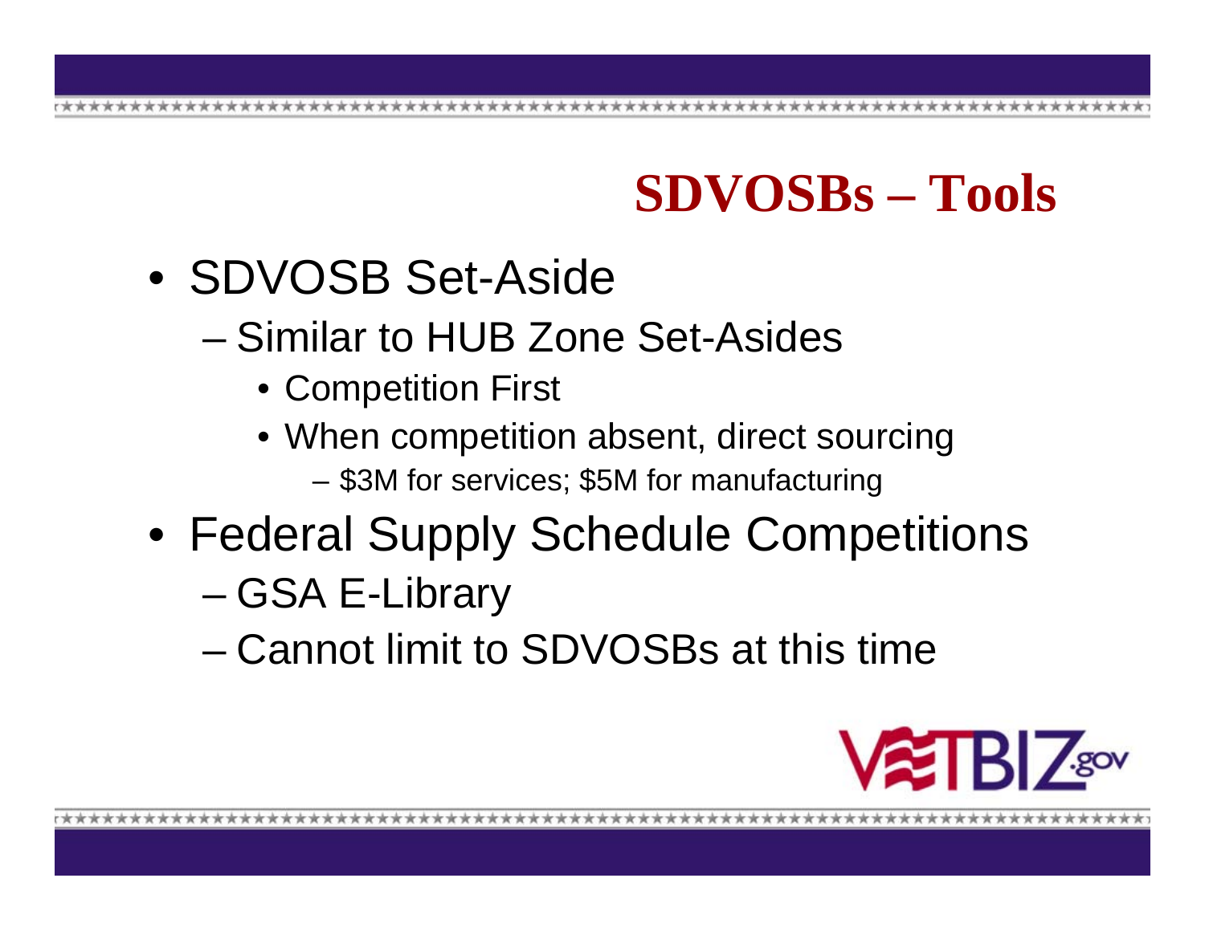# SDVOSBs – Tools

- SDVOSB Set-Aside
  - Similar to HUB Zone Set-Asides
    - Competition First
    - When competition absent, direct sourcing
      - $3M for services; $5M for manufacturing
- Federal Supply Schedule Competitions
  - GSA E-Library
  - Cannot limit to SDVOSBs at this time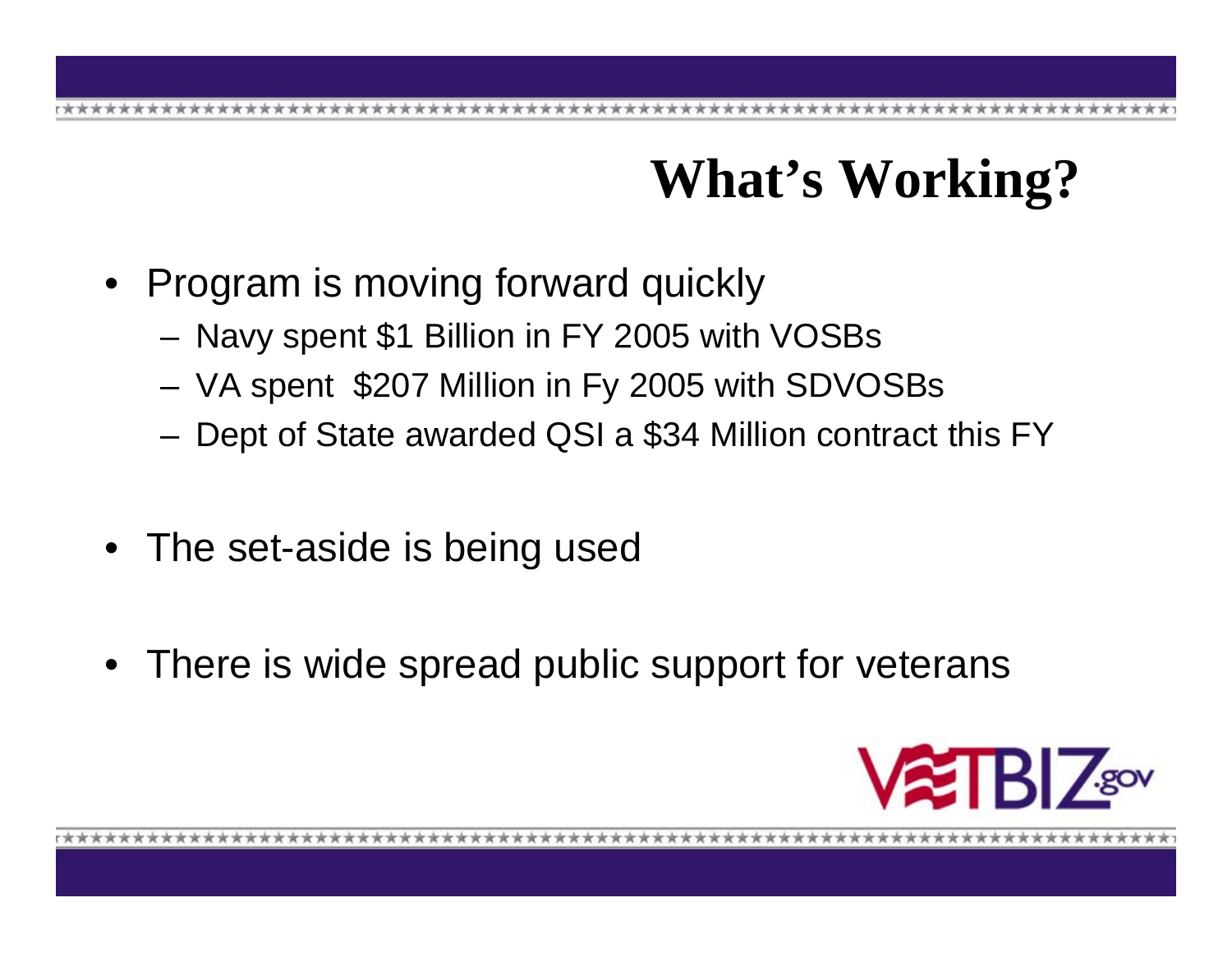# What's Working?

- Program is moving forward quickly
  - Navy spent $1 Billion in FY 2005 with VOSBs
  - VA spent $207 Million in Fy 2005 with SDVOSBs
  - Dept of State awarded QSI a $34 Million contract this FY
- The set-aside is being used
- There is wide spread public support for veterans

VETBIZ.gov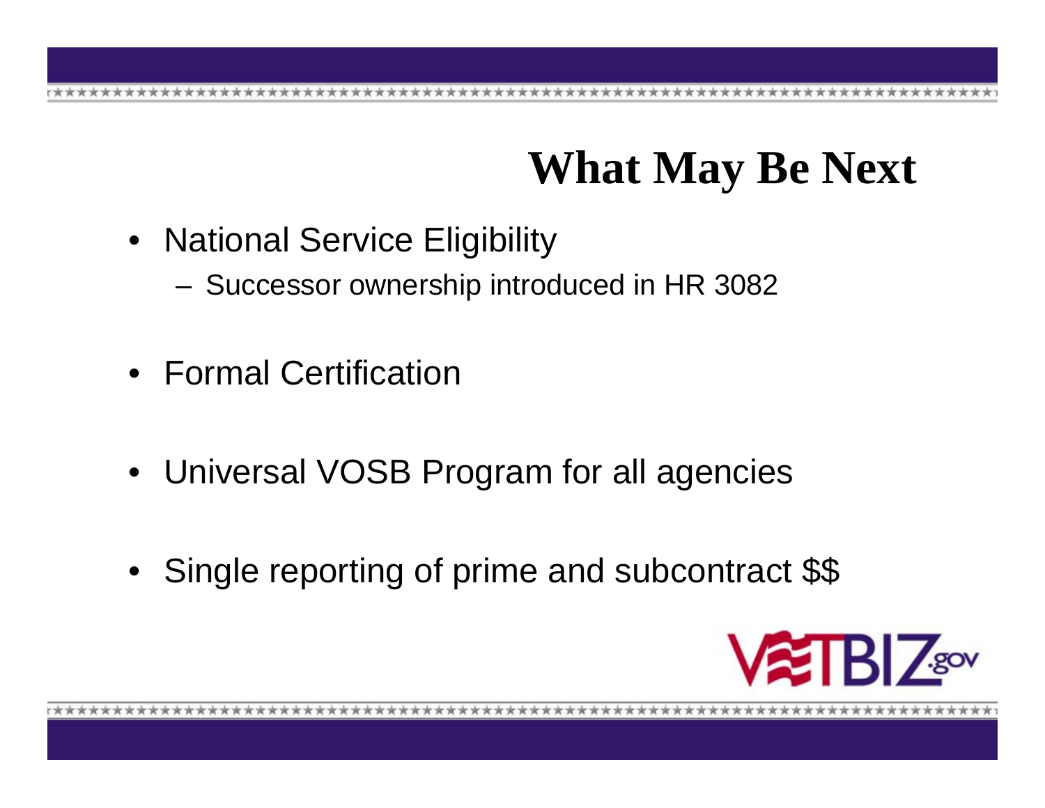# What May Be Next

- National Service Eligibility
  - Successor ownership introduced in HR 3082
- Formal Certification
- Universal VOSB Program for all agencies
- Single reporting of prime and subcontract $$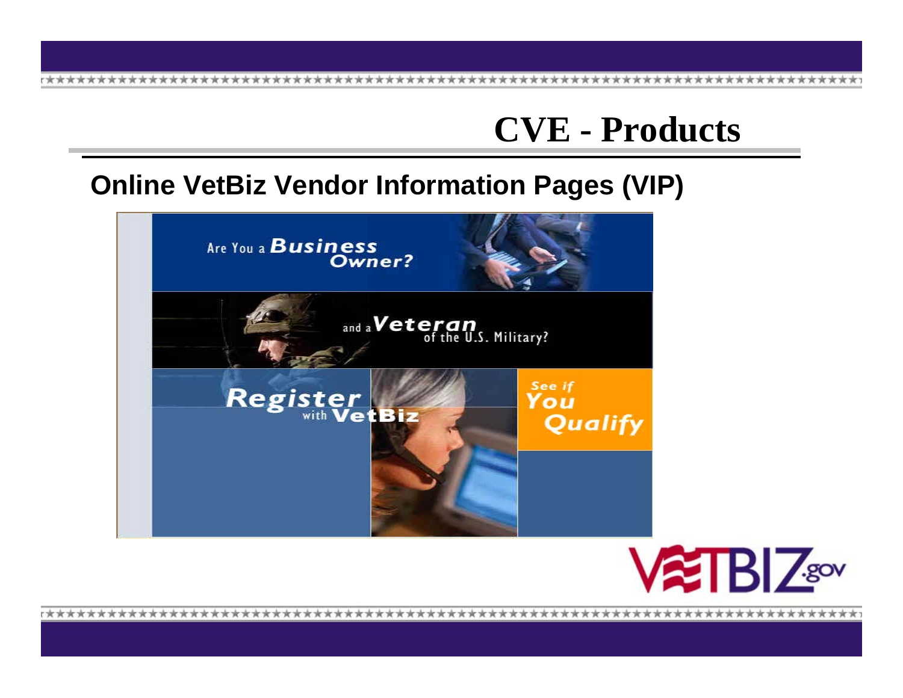# CVE - Products

## Online VetBiz Vendor Information Pages (VIP)

Are You a Business Owner?

and a Veteran of the U.S. Military?

Register with VetBiz

See if You Qualify

VETBIZ.gov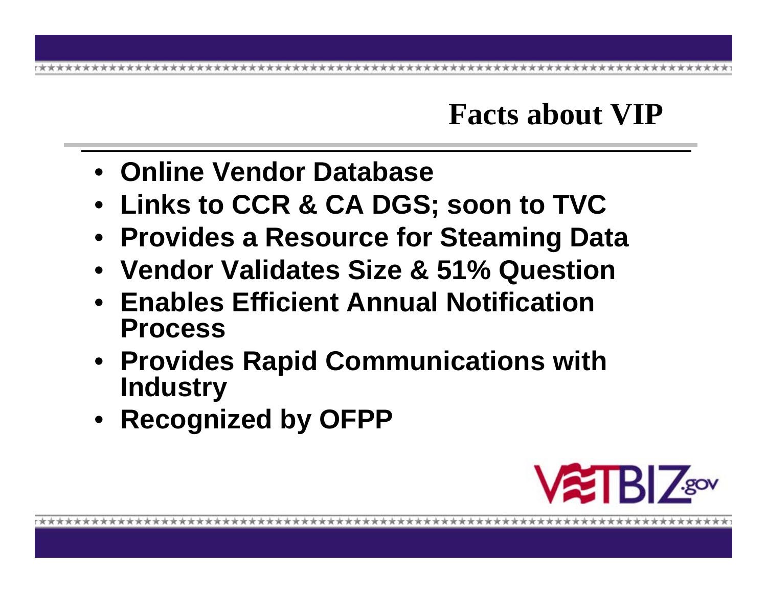# Facts about VIP

- Online Vendor Database
- Links to CCR & CA DGS; soon to TVC
- Provides a Resource for Steaming Data
- Vendor Validates Size & 51% Question
- Enables Efficient Annual Notification Process
- Provides Rapid Communications with Industry
- Recognized by OFPP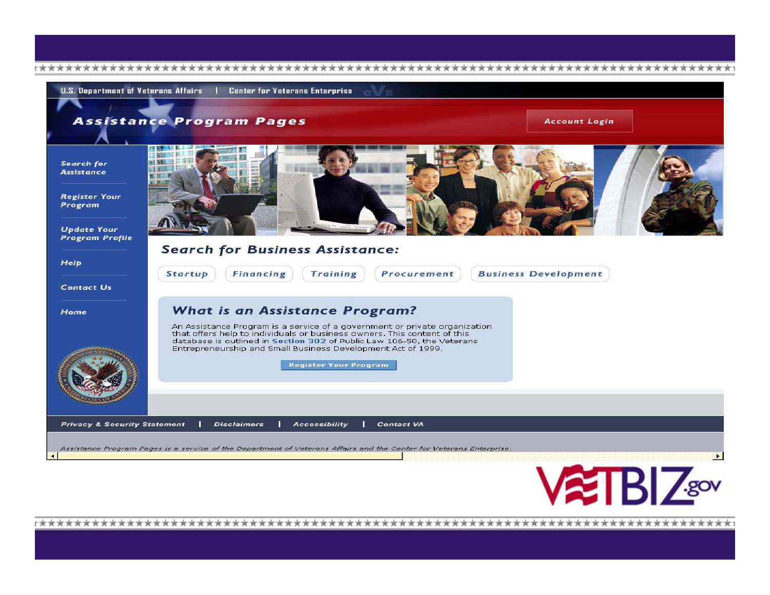U.S. Department of Veterans Affairs | Center for Veterans Enterprise

# Assistance Program Pages

Account Login

- Search for Assistance
- Register Your Program
- Update Your Program Profile
- Help
- Contact Us
- Home

## Search for Business Assistance:

Startup | Financing | Training | Procurement | Business Development

### What is an Assistance Program?

An Assistance Program is a service of a government or private organization that offers help to individuals or business owners. This content of this database is outlined in Section 302 of Public Law 106-50, the Veterans Entrepreneurship and Small Business Development Act of 1999.

Register Your Program

Privacy & Security Statement | Disclaimers | Accessibility | Contact VA

*Assistance Program Pages is a service of the Department of Veterans Affairs and the Center for Veterans Enterprise.*

VETBIZ.gov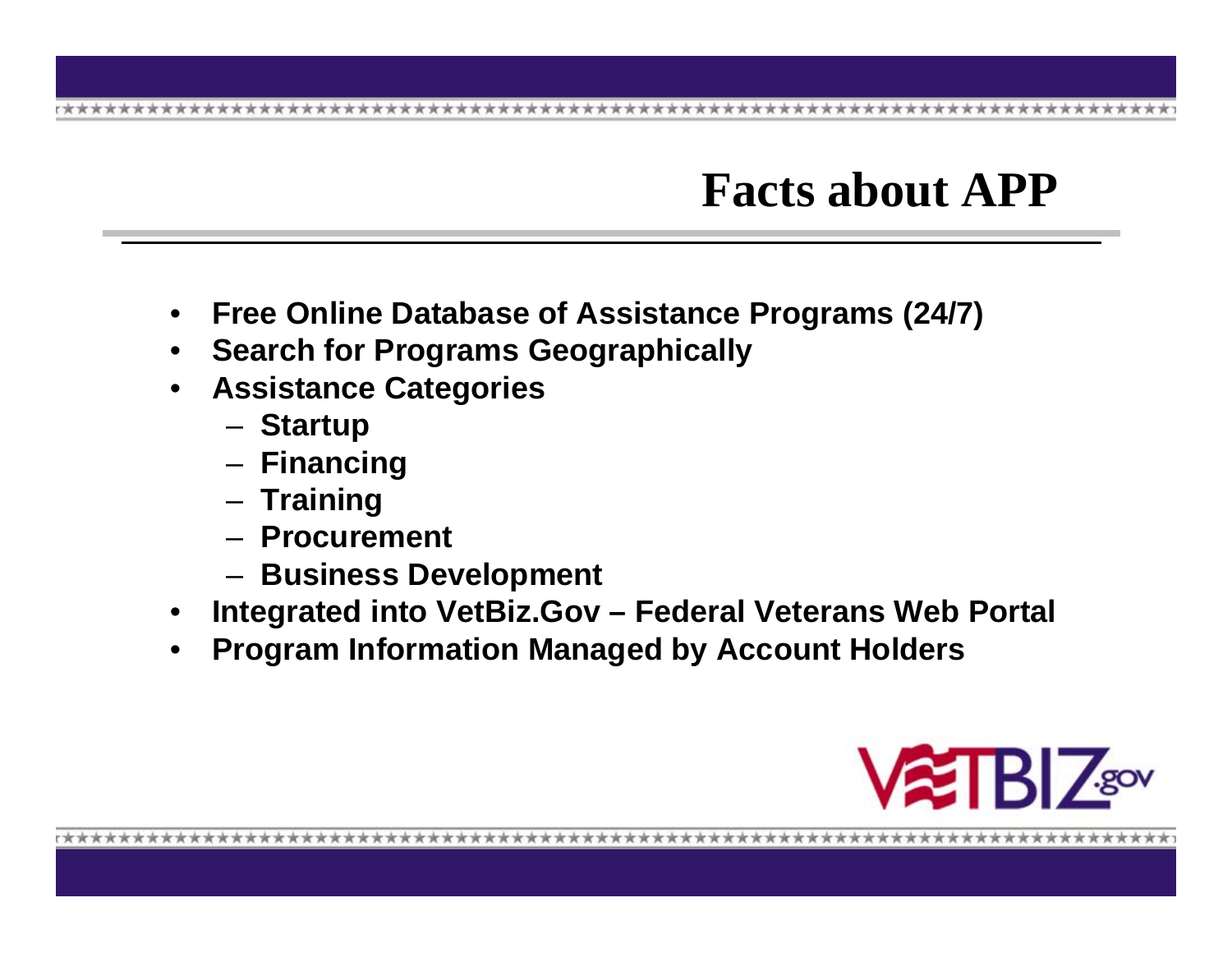# Facts about APP

- **Free Online Database of Assistance Programs (24/7)**
- **Search for Programs Geographically**
- **Assistance Categories**
  - **Startup**
  - **Financing**
  - **Training**
  - **Procurement**
  - **Business Development**
- **Integrated into VetBiz.Gov – Federal Veterans Web Portal**
- **Program Information Managed by Account Holders**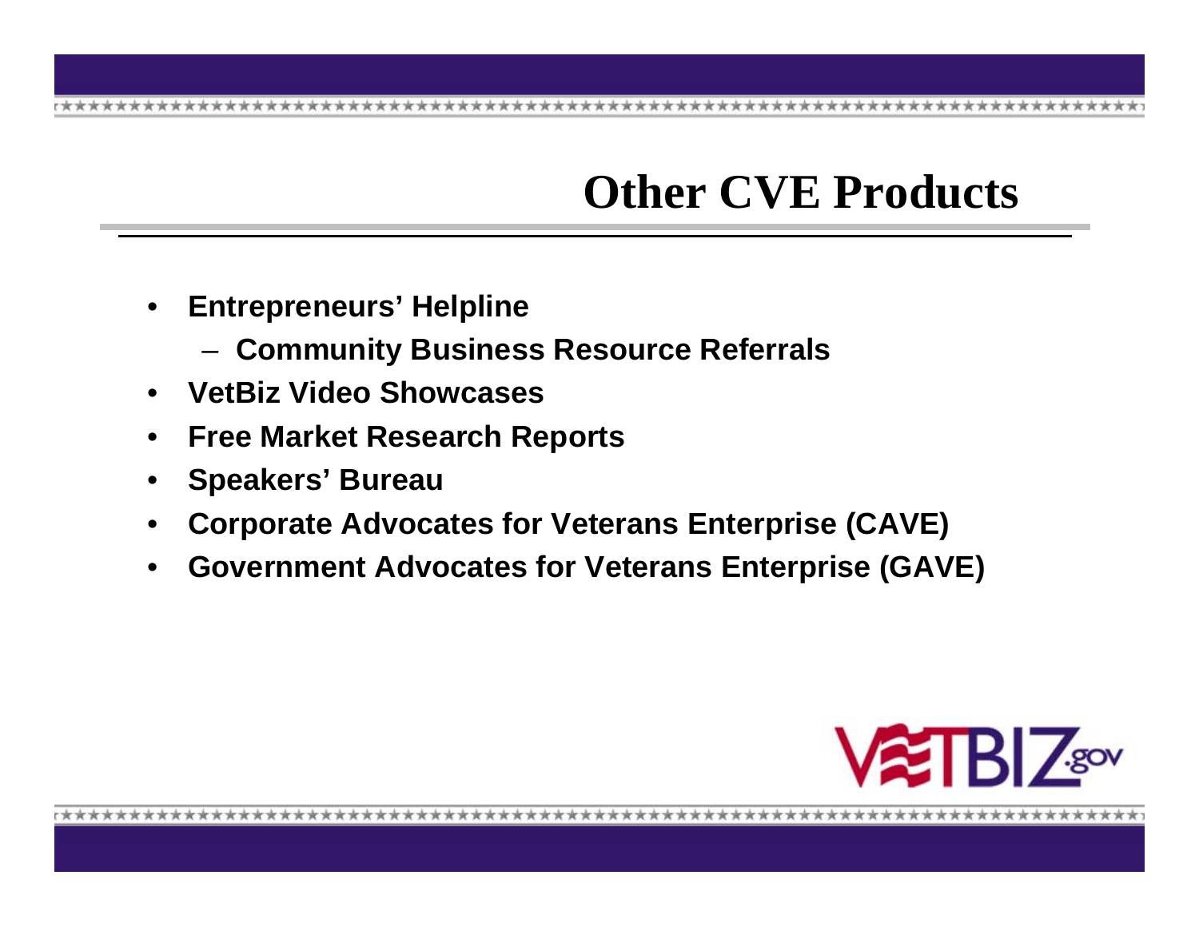# Other CVE Products

- **Entrepreneurs' Helpline**
  - **Community Business Resource Referrals**
- **VetBiz Video Showcases**
- **Free Market Research Reports**
- **Speakers' Bureau**
- **Corporate Advocates for Veterans Enterprise (CAVE)**
- **Government Advocates for Veterans Enterprise (GAVE)**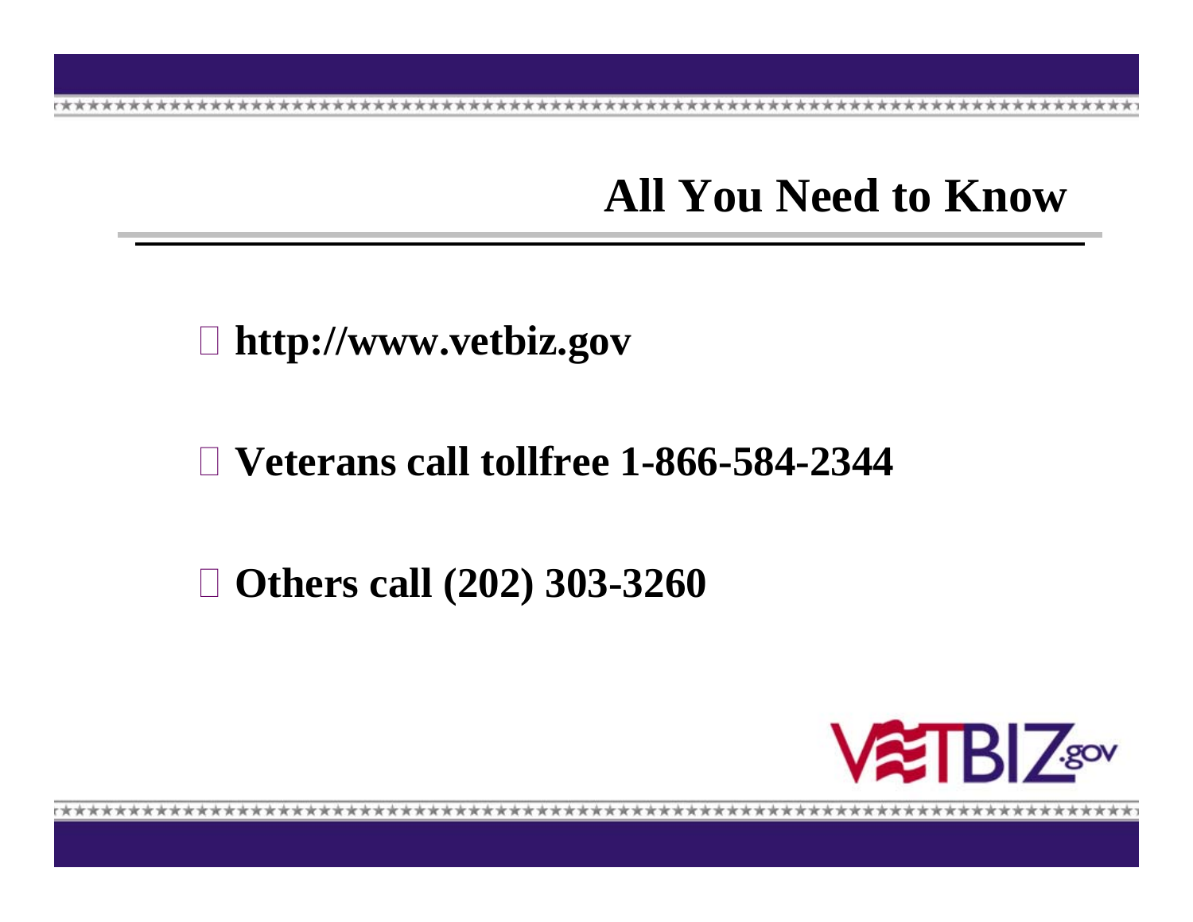# All You Need to Know

- http://www.vetbiz.gov
- Veterans call tollfree 1-866-584-2344
- Others call (202) 303-3260